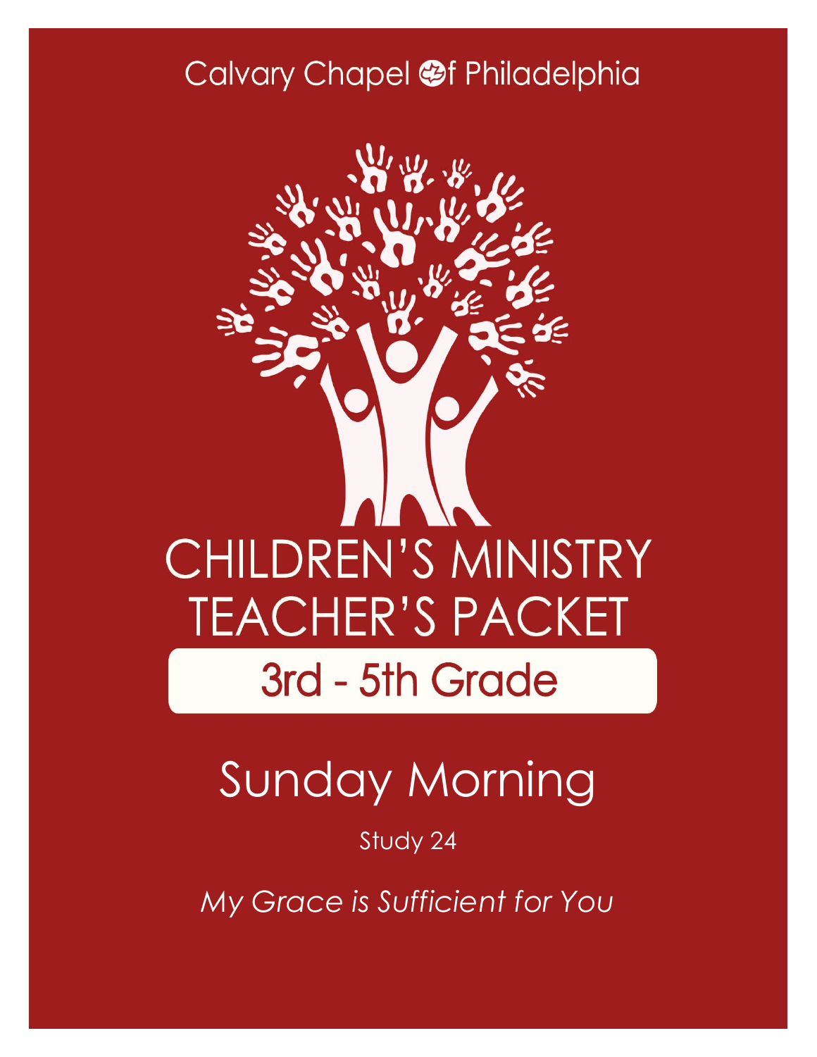Calvary Chapel of Philadelphia

# CHILDREN'S MINISTRY TEACHER'S PACKET

## 3rd - 5th Grade

# Sunday Morning

Study 24

*My Grace is Sufficient for You*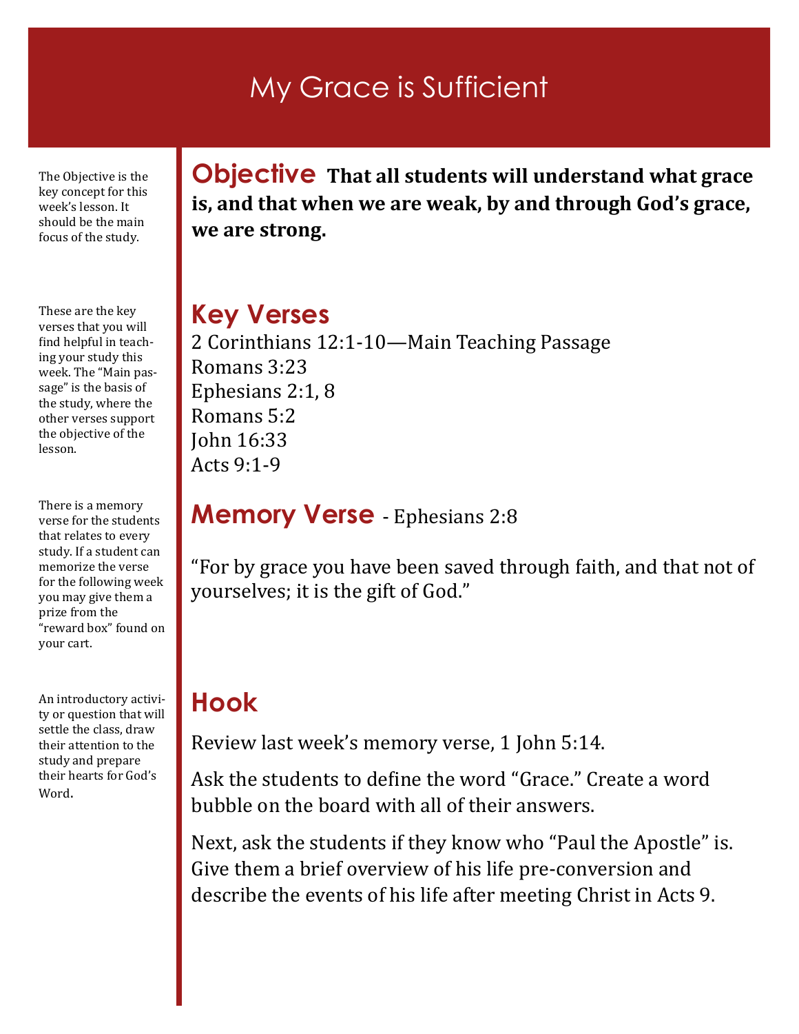# My Grace is Sufficient

The Objective is the key concept for this week's lesson. It should be the main focus of the study.

## Objective

**That all students will understand what grace is, and that when we are weak, by and through God's grace, we are strong.**

These are the key verses that you will find helpful in teaching your study this week. The "Main passage" is the basis of the study, where the other verses support the objective of the lesson.

## Key Verses

2 Corinthians 12:1-10—Main Teaching Passage
Romans 3:23
Ephesians 2:1, 8
Romans 5:2
John 16:33
Acts 9:1-9

There is a memory verse for the students that relates to every study. If a student can memorize the verse for the following week you may give them a prize from the "reward box" found on your cart.

## Memory Verse - Ephesians 2:8

"For by grace you have been saved through faith, and that not of yourselves; it is the gift of God."

An introductory activity or question that will settle the class, draw their attention to the study and prepare their hearts for God's Word.

## Hook

Review last week's memory verse, 1 John 5:14.

Ask the students to define the word "Grace." Create a word bubble on the board with all of their answers.

Next, ask the students if they know who "Paul the Apostle" is. Give them a brief overview of his life pre-conversion and describe the events of his life after meeting Christ in Acts 9.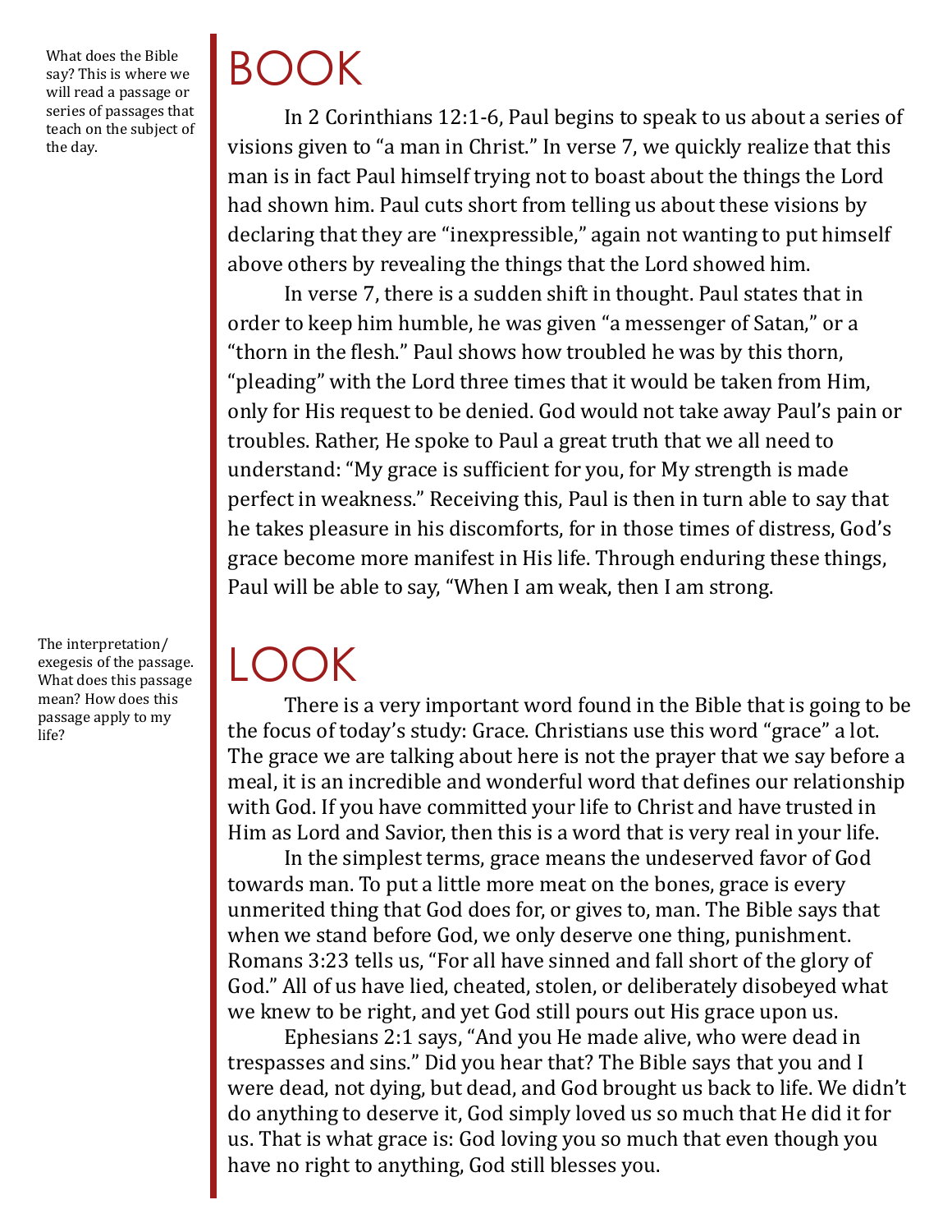What does the Bible say? This is where we will read a passage or series of passages that teach on the subject of the day.

# BOOK

In 2 Corinthians 12:1-6, Paul begins to speak to us about a series of visions given to "a man in Christ." In verse 7, we quickly realize that this man is in fact Paul himself trying not to boast about the things the Lord had shown him. Paul cuts short from telling us about these visions by declaring that they are "inexpressible," again not wanting to put himself above others by revealing the things that the Lord showed him.

In verse 7, there is a sudden shift in thought. Paul states that in order to keep him humble, he was given "a messenger of Satan," or a "thorn in the flesh." Paul shows how troubled he was by this thorn, "pleading" with the Lord three times that it would be taken from Him, only for His request to be denied. God would not take away Paul's pain or troubles. Rather, He spoke to Paul a great truth that we all need to understand: "My grace is sufficient for you, for My strength is made perfect in weakness." Receiving this, Paul is then in turn able to say that he takes pleasure in his discomforts, for in those times of distress, God's grace become more manifest in His life. Through enduring these things, Paul will be able to say, "When I am weak, then I am strong.

The interpretation/exegesis of the passage. What does this passage mean? How does this passage apply to my life?

# LOOK

There is a very important word found in the Bible that is going to be the focus of today's study: Grace. Christians use this word "grace" a lot. The grace we are talking about here is not the prayer that we say before a meal, it is an incredible and wonderful word that defines our relationship with God. If you have committed your life to Christ and have trusted in Him as Lord and Savior, then this is a word that is very real in your life.

In the simplest terms, grace means the undeserved favor of God towards man. To put a little more meat on the bones, grace is every unmerited thing that God does for, or gives to, man. The Bible says that when we stand before God, we only deserve one thing, punishment. Romans 3:23 tells us, "For all have sinned and fall short of the glory of God." All of us have lied, cheated, stolen, or deliberately disobeyed what we knew to be right, and yet God still pours out His grace upon us.

Ephesians 2:1 says, "And you He made alive, who were dead in trespasses and sins." Did you hear that? The Bible says that you and I were dead, not dying, but dead, and God brought us back to life. We didn't do anything to deserve it, God simply loved us so much that He did it for us. That is what grace is: God loving you so much that even though you have no right to anything, God still blesses you.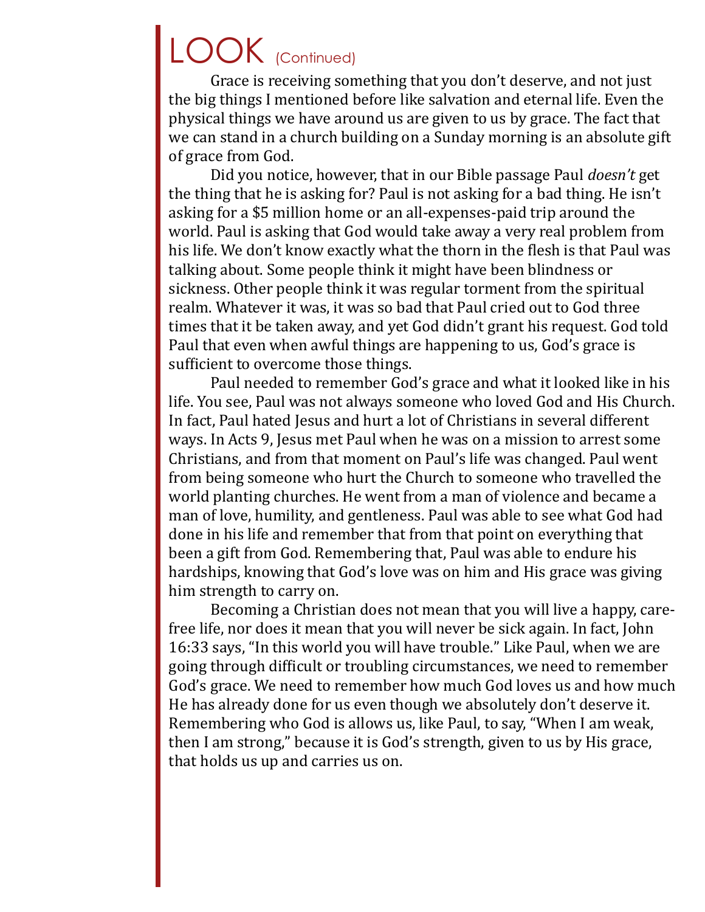# LOOK (Continued)

Grace is receiving something that you don't deserve, and not just the big things I mentioned before like salvation and eternal life. Even the physical things we have around us are given to us by grace. The fact that we can stand in a church building on a Sunday morning is an absolute gift of grace from God.

Did you notice, however, that in our Bible passage Paul *doesn't* get the thing that he is asking for? Paul is not asking for a bad thing. He isn't asking for a $5 million home or an all-expenses-paid trip around the world. Paul is asking that God would take away a very real problem from his life. We don't know exactly what the thorn in the flesh is that Paul was talking about. Some people think it might have been blindness or sickness. Other people think it was regular torment from the spiritual realm. Whatever it was, it was so bad that Paul cried out to God three times that it be taken away, and yet God didn't grant his request. God told Paul that even when awful things are happening to us, God's grace is sufficient to overcome those things.

Paul needed to remember God's grace and what it looked like in his life. You see, Paul was not always someone who loved God and His Church. In fact, Paul hated Jesus and hurt a lot of Christians in several different ways. In Acts 9, Jesus met Paul when he was on a mission to arrest some Christians, and from that moment on Paul's life was changed. Paul went from being someone who hurt the Church to someone who travelled the world planting churches. He went from a man of violence and became a man of love, humility, and gentleness. Paul was able to see what God had done in his life and remember that from that point on everything that been a gift from God. Remembering that, Paul was able to endure his hardships, knowing that God's love was on him and His grace was giving him strength to carry on.

Becoming a Christian does not mean that you will live a happy, carefree life, nor does it mean that you will never be sick again. In fact, John 16:33 says, "In this world you will have trouble." Like Paul, when we are going through difficult or troubling circumstances, we need to remember God's grace. We need to remember how much God loves us and how much He has already done for us even though we absolutely don't deserve it. Remembering who God is allows us, like Paul, to say, "When I am weak, then I am strong," because it is God's strength, given to us by His grace, that holds us up and carries us on.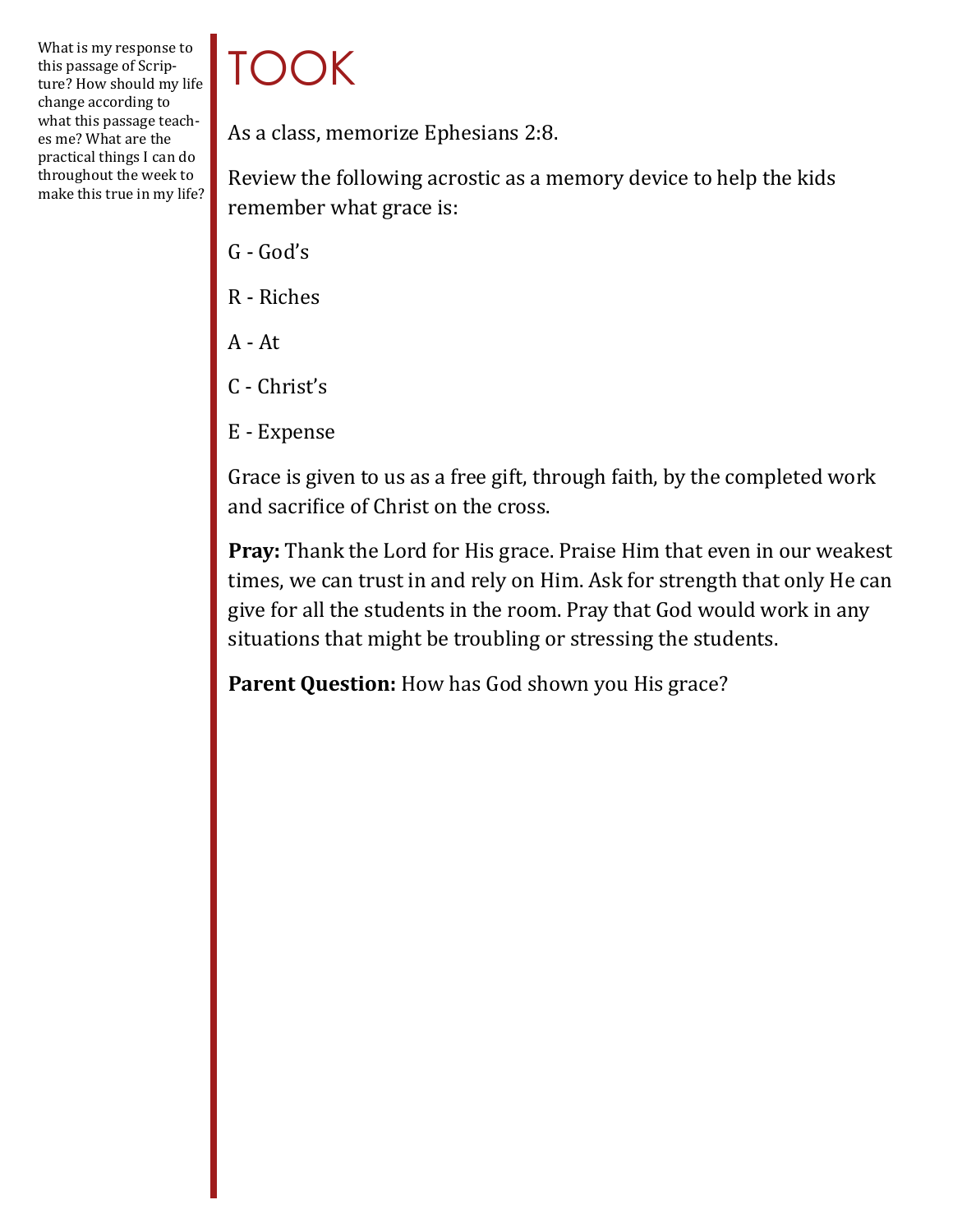What is my response to this passage of Scripture? How should my life change according to what this passage teaches me? What are the practical things I can do throughout the week to make this true in my life?

# TOOK

As a class, memorize Ephesians 2:8.

Review the following acrostic as a memory device to help the kids remember what grace is:

G - God's

R - Riches

A - At

C - Christ's

E - Expense

Grace is given to us as a free gift, through faith, by the completed work and sacrifice of Christ on the cross.

**Pray:** Thank the Lord for His grace. Praise Him that even in our weakest times, we can trust in and rely on Him. Ask for strength that only He can give for all the students in the room. Pray that God would work in any situations that might be troubling or stressing the students.

**Parent Question:** How has God shown you His grace?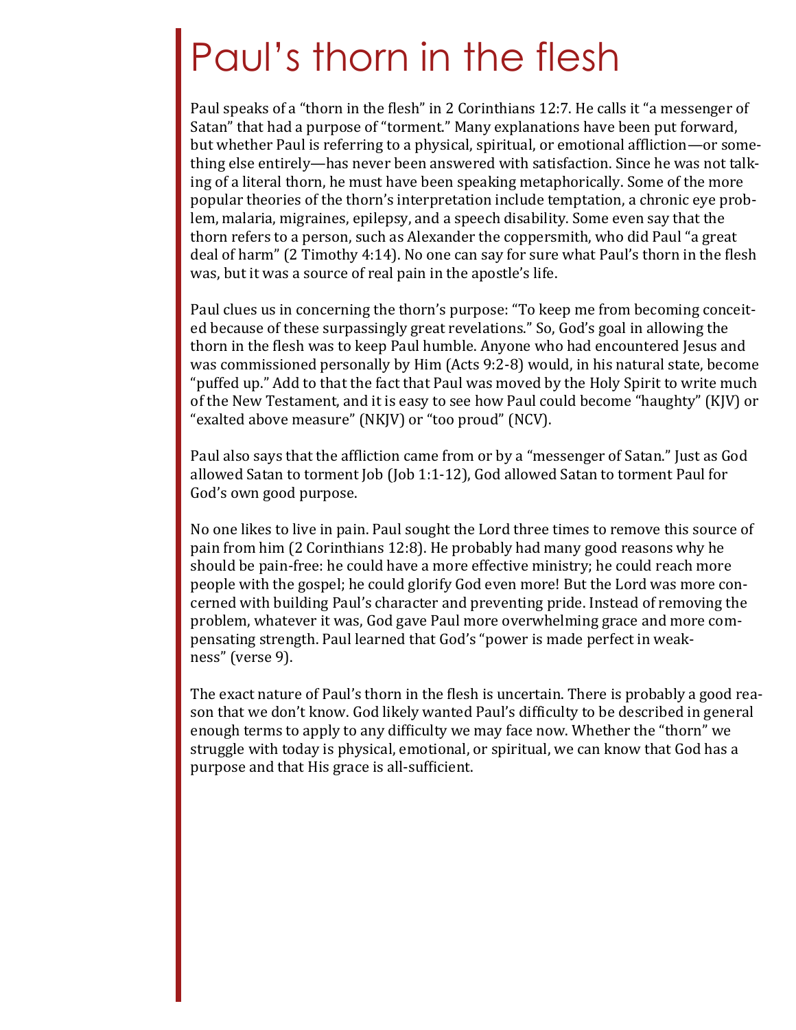# Paul’s thorn in the flesh

Paul speaks of a “thorn in the flesh” in 2 Corinthians 12:7. He calls it “a messenger of Satan” that had a purpose of “torment.” Many explanations have been put forward, but whether Paul is referring to a physical, spiritual, or emotional affliction—or something else entirely—has never been answered with satisfaction. Since he was not talking of a literal thorn, he must have been speaking metaphorically. Some of the more popular theories of the thorn’s interpretation include temptation, a chronic eye problem, malaria, migraines, epilepsy, and a speech disability. Some even say that the thorn refers to a person, such as Alexander the coppersmith, who did Paul “a great deal of harm” (2 Timothy 4:14). No one can say for sure what Paul’s thorn in the flesh was, but it was a source of real pain in the apostle’s life.

Paul clues us in concerning the thorn’s purpose: “To keep me from becoming conceited because of these surpassingly great revelations.” So, God’s goal in allowing the thorn in the flesh was to keep Paul humble. Anyone who had encountered Jesus and was commissioned personally by Him (Acts 9:2-8) would, in his natural state, become “puffed up.” Add to that the fact that Paul was moved by the Holy Spirit to write much of the New Testament, and it is easy to see how Paul could become “haughty” (KJV) or “exalted above measure” (NKJV) or “too proud” (NCV).

Paul also says that the affliction came from or by a “messenger of Satan.” Just as God allowed Satan to torment Job (Job 1:1-12), God allowed Satan to torment Paul for God’s own good purpose.

No one likes to live in pain. Paul sought the Lord three times to remove this source of pain from him (2 Corinthians 12:8). He probably had many good reasons why he should be pain-free: he could have a more effective ministry; he could reach more people with the gospel; he could glorify God even more! But the Lord was more concerned with building Paul’s character and preventing pride. Instead of removing the problem, whatever it was, God gave Paul more overwhelming grace and more compensating strength. Paul learned that God’s “power is made perfect in weakness” (verse 9).

The exact nature of Paul’s thorn in the flesh is uncertain. There is probably a good reason that we don’t know. God likely wanted Paul’s difficulty to be described in general enough terms to apply to any difficulty we may face now. Whether the “thorn” we struggle with today is physical, emotional, or spiritual, we can know that God has a purpose and that His grace is all-sufficient.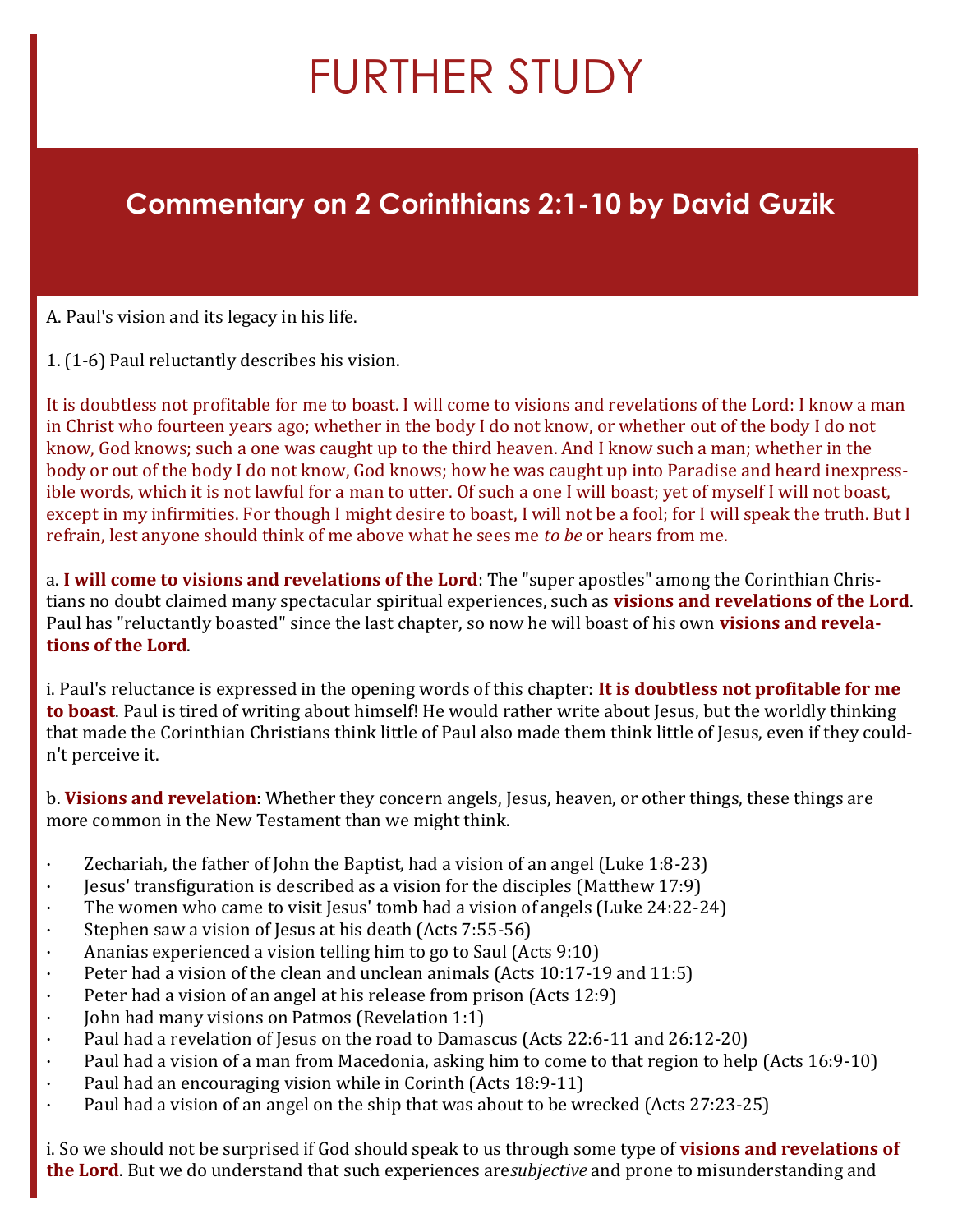# FURTHER STUDY

## Commentary on 2 Corinthians 2:1-10 by David Guzik

A. Paul's vision and its legacy in his life.

1. (1-6) Paul reluctantly describes his vision.

It is doubtless not profitable for me to boast. I will come to visions and revelations of the Lord: I know a man in Christ who fourteen years ago; whether in the body I do not know, or whether out of the body I do not know, God knows; such a one was caught up to the third heaven. And I know such a man; whether in the body or out of the body I do not know, God knows; how he was caught up into Paradise and heard inexpressible words, which it is not lawful for a man to utter. Of such a one I will boast; yet of myself I will not boast, except in my infirmities. For though I might desire to boast, I will not be a fool; for I will speak the truth. But I refrain, lest anyone should think of me above what he sees me *to be* or hears from me.

a. **I will come to visions and revelations of the Lord**: The "super apostles" among the Corinthian Christians no doubt claimed many spectacular spiritual experiences, such as **visions and revelations of the Lord**. Paul has "reluctantly boasted" since the last chapter, so now he will boast of his own **visions and revelations of the Lord**.

i. Paul's reluctance is expressed in the opening words of this chapter: **It is doubtless not profitable for me to boast**. Paul is tired of writing about himself! He would rather write about Jesus, but the worldly thinking that made the Corinthian Christians think little of Paul also made them think little of Jesus, even if they couldn't perceive it.

b. **Visions and revelation**: Whether they concern angels, Jesus, heaven, or other things, these things are more common in the New Testament than we might think.

- Zechariah, the father of John the Baptist, had a vision of an angel (Luke 1:8-23)
- Jesus' transfiguration is described as a vision for the disciples (Matthew 17:9)
- The women who came to visit Jesus' tomb had a vision of angels (Luke 24:22-24)
- Stephen saw a vision of Jesus at his death (Acts 7:55-56)
- Ananias experienced a vision telling him to go to Saul (Acts 9:10)
- Peter had a vision of the clean and unclean animals (Acts 10:17-19 and 11:5)
- Peter had a vision of an angel at his release from prison (Acts 12:9)
- John had many visions on Patmos (Revelation 1:1)
- Paul had a revelation of Jesus on the road to Damascus (Acts 22:6-11 and 26:12-20)
- Paul had a vision of a man from Macedonia, asking him to come to that region to help (Acts 16:9-10)
- Paul had an encouraging vision while in Corinth (Acts 18:9-11)
- Paul had a vision of an angel on the ship that was about to be wrecked (Acts 27:23-25)

i. So we should not be surprised if God should speak to us through some type of **visions and revelations of the Lord**. But we do understand that such experiences are*subjective* and prone to misunderstanding and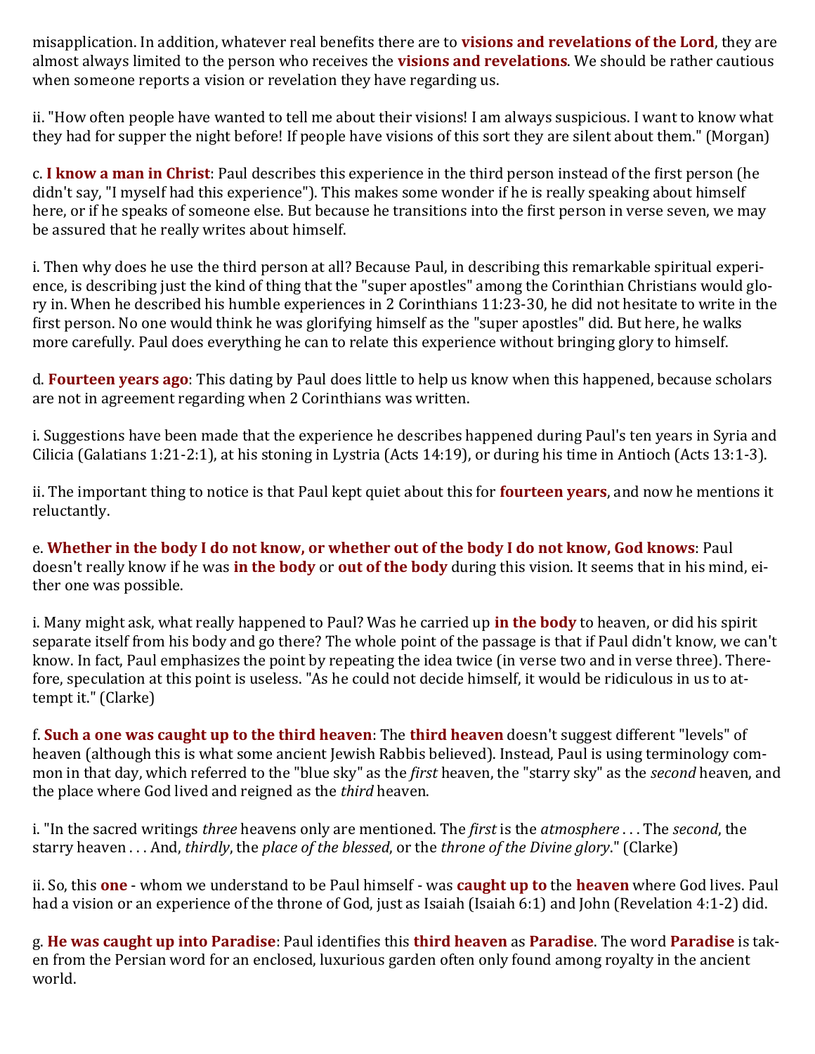misapplication. In addition, whatever real benefits there are to **visions and revelations of the Lord**, they are almost always limited to the person who receives the **visions and revelations**. We should be rather cautious when someone reports a vision or revelation they have regarding us.

ii. "How often people have wanted to tell me about their visions! I am always suspicious. I want to know what they had for supper the night before! If people have visions of this sort they are silent about them." (Morgan)

c. **I know a man in Christ**: Paul describes this experience in the third person instead of the first person (he didn't say, "I myself had this experience"). This makes some wonder if he is really speaking about himself here, or if he speaks of someone else. But because he transitions into the first person in verse seven, we may be assured that he really writes about himself.

i. Then why does he use the third person at all? Because Paul, in describing this remarkable spiritual experience, is describing just the kind of thing that the "super apostles" among the Corinthian Christians would glory in. When he described his humble experiences in 2 Corinthians 11:23-30, he did not hesitate to write in the first person. No one would think he was glorifying himself as the "super apostles" did. But here, he walks more carefully. Paul does everything he can to relate this experience without bringing glory to himself.

d. **Fourteen years ago**: This dating by Paul does little to help us know when this happened, because scholars are not in agreement regarding when 2 Corinthians was written.

i. Suggestions have been made that the experience he describes happened during Paul's ten years in Syria and Cilicia (Galatians 1:21-2:1), at his stoning in Lystria (Acts 14:19), or during his time in Antioch (Acts 13:1-3).

ii. The important thing to notice is that Paul kept quiet about this for **fourteen years**, and now he mentions it reluctantly.

e. **Whether in the body I do not know, or whether out of the body I do not know, God knows**: Paul doesn't really know if he was **in the body** or **out of the body** during this vision. It seems that in his mind, either one was possible.

i. Many might ask, what really happened to Paul? Was he carried up **in the body** to heaven, or did his spirit separate itself from his body and go there? The whole point of the passage is that if Paul didn't know, we can't know. In fact, Paul emphasizes the point by repeating the idea twice (in verse two and in verse three). Therefore, speculation at this point is useless. "As he could not decide himself, it would be ridiculous in us to attempt it." (Clarke)

f. **Such a one was caught up to the third heaven**: The **third heaven** doesn't suggest different "levels" of heaven (although this is what some ancient Jewish Rabbis believed). Instead, Paul is using terminology common in that day, which referred to the "blue sky" as the *first* heaven, the "starry sky" as the *second* heaven, and the place where God lived and reigned as the *third* heaven.

i. "In the sacred writings *three* heavens only are mentioned. The *first* is the *atmosphere* . . . The *second*, the starry heaven . . . And, *thirdly*, the *place of the blessed*, or the *throne of the Divine glory*." (Clarke)

ii. So, this **one** - whom we understand to be Paul himself - was **caught up to** the **heaven** where God lives. Paul had a vision or an experience of the throne of God, just as Isaiah (Isaiah 6:1) and John (Revelation 4:1-2) did.

g. **He was caught up into Paradise**: Paul identifies this **third heaven** as **Paradise**. The word **Paradise** is taken from the Persian word for an enclosed, luxurious garden often only found among royalty in the ancient world.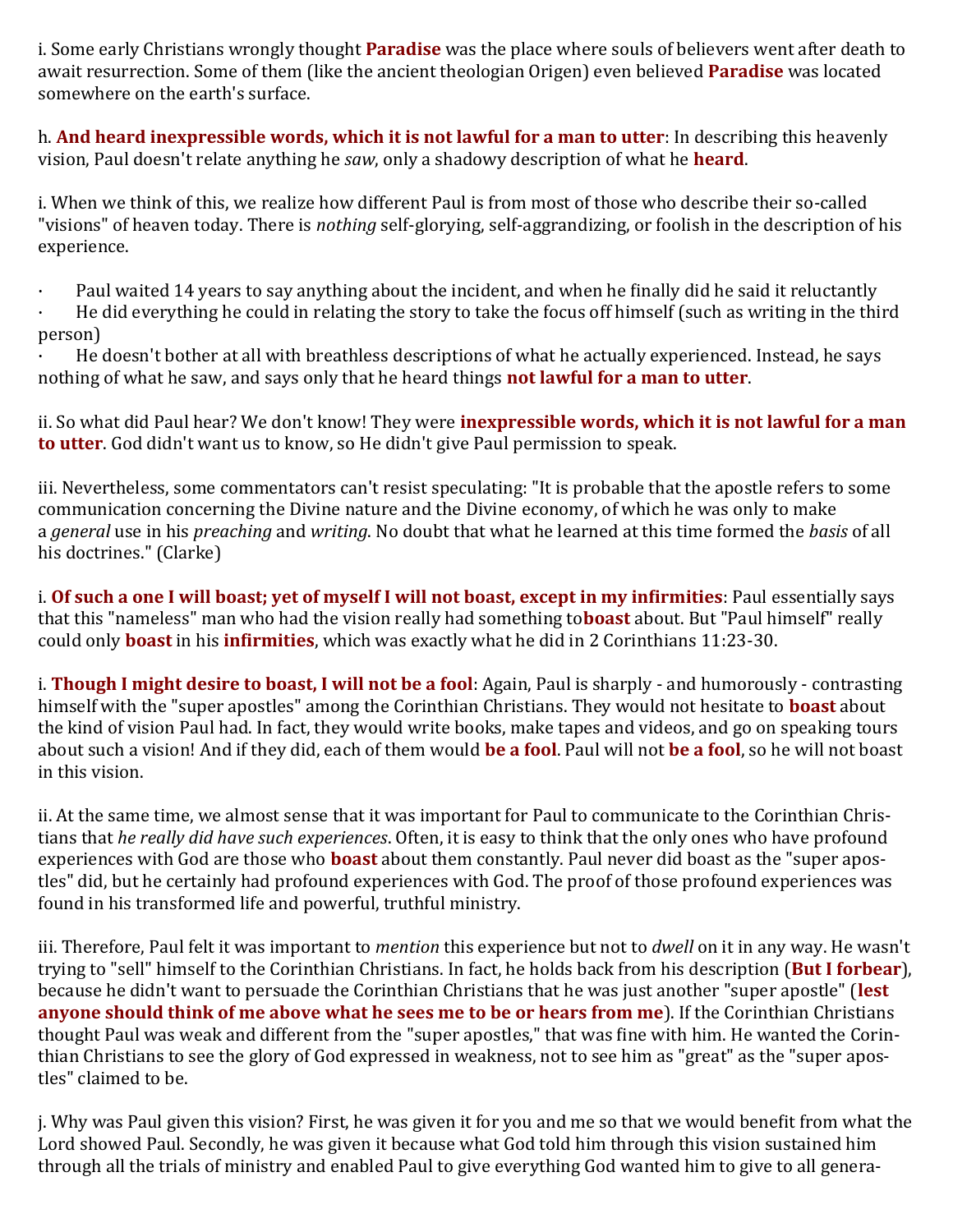i. Some early Christians wrongly thought **Paradise** was the place where souls of believers went after death to await resurrection. Some of them (like the ancient theologian Origen) even believed **Paradise** was located somewhere on the earth's surface.

h. **And heard inexpressible words, which it is not lawful for a man to utter**: In describing this heavenly vision, Paul doesn't relate anything he *saw*, only a shadowy description of what he **heard**.

i. When we think of this, we realize how different Paul is from most of those who describe their so-called "visions" of heaven today. There is *nothing* self-glorying, self-aggrandizing, or foolish in the description of his experience.

- Paul waited 14 years to say anything about the incident, and when he finally did he said it reluctantly
- He did everything he could in relating the story to take the focus off himself (such as writing in the third person)
- He doesn't bother at all with breathless descriptions of what he actually experienced. Instead, he says nothing of what he saw, and says only that he heard things **not lawful for a man to utter**.

ii. So what did Paul hear? We don't know! They were **inexpressible words, which it is not lawful for a man to utter**. God didn't want us to know, so He didn't give Paul permission to speak.

iii. Nevertheless, some commentators can't resist speculating: "It is probable that the apostle refers to some communication concerning the Divine nature and the Divine economy, of which he was only to make a *general* use in his *preaching* and *writing*. No doubt that what he learned at this time formed the *basis* of all his doctrines." (Clarke)

i. **Of such a one I will boast; yet of myself I will not boast, except in my infirmities**: Paul essentially says that this "nameless" man who had the vision really had something to **boast** about. But "Paul himself" really could only **boast** in his **infirmities**, which was exactly what he did in 2 Corinthians 11:23-30.

i. **Though I might desire to boast, I will not be a fool**: Again, Paul is sharply - and humorously - contrasting himself with the "super apostles" among the Corinthian Christians. They would not hesitate to **boast** about the kind of vision Paul had. In fact, they would write books, make tapes and videos, and go on speaking tours about such a vision! And if they did, each of them would **be a fool**. Paul will not **be a fool**, so he will not boast in this vision.

ii. At the same time, we almost sense that it was important for Paul to communicate to the Corinthian Christians that *he really did have such experiences*. Often, it is easy to think that the only ones who have profound experiences with God are those who **boast** about them constantly. Paul never did boast as the "super apostles" did, but he certainly had profound experiences with God. The proof of those profound experiences was found in his transformed life and powerful, truthful ministry.

iii. Therefore, Paul felt it was important to *mention* this experience but not to *dwell* on it in any way. He wasn't trying to "sell" himself to the Corinthian Christians. In fact, he holds back from his description (**But I forbear**), because he didn't want to persuade the Corinthian Christians that he was just another "super apostle" (**lest anyone should think of me above what he sees me to be or hears from me**). If the Corinthian Christians thought Paul was weak and different from the "super apostles," that was fine with him. He wanted the Corinthian Christians to see the glory of God expressed in weakness, not to see him as "great" as the "super apostles" claimed to be.

j. Why was Paul given this vision? First, he was given it for you and me so that we would benefit from what the Lord showed Paul. Secondly, he was given it because what God told him through this vision sustained him through all the trials of ministry and enabled Paul to give everything God wanted him to give to all genera-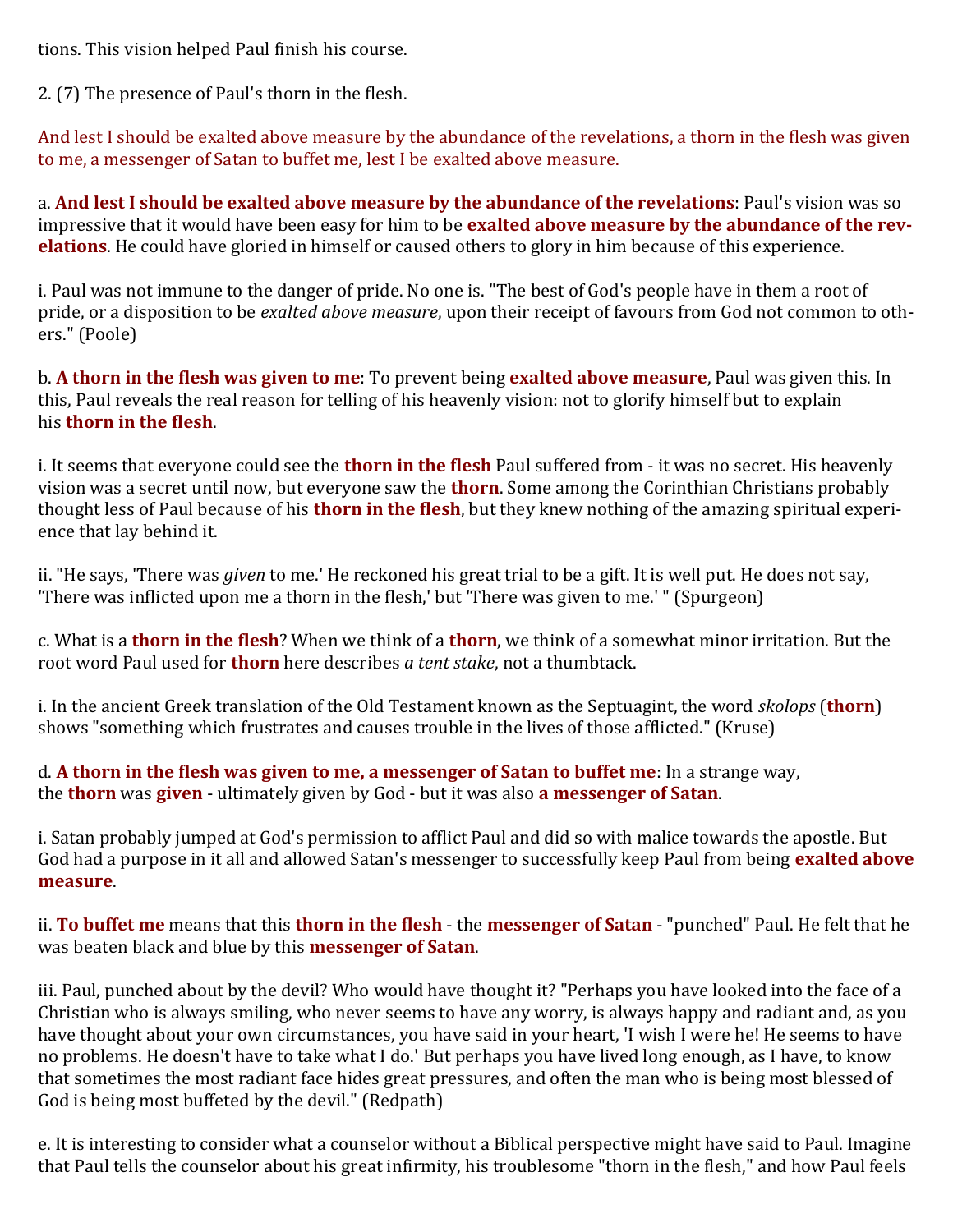tions. This vision helped Paul finish his course.

2. (7) The presence of Paul's thorn in the flesh.

And lest I should be exalted above measure by the abundance of the revelations, a thorn in the flesh was given to me, a messenger of Satan to buffet me, lest I be exalted above measure.

a. **And lest I should be exalted above measure by the abundance of the revelations**: Paul's vision was so impressive that it would have been easy for him to be **exalted above measure by the abundance of the revelations**. He could have gloried in himself or caused others to glory in him because of this experience.

i. Paul was not immune to the danger of pride. No one is. "The best of God's people have in them a root of pride, or a disposition to be *exalted above measure*, upon their receipt of favours from God not common to others." (Poole)

b. **A thorn in the flesh was given to me**: To prevent being **exalted above measure**, Paul was given this. In this, Paul reveals the real reason for telling of his heavenly vision: not to glorify himself but to explain his **thorn in the flesh**.

i. It seems that everyone could see the **thorn in the flesh** Paul suffered from - it was no secret. His heavenly vision was a secret until now, but everyone saw the **thorn**. Some among the Corinthian Christians probably thought less of Paul because of his **thorn in the flesh**, but they knew nothing of the amazing spiritual experience that lay behind it.

ii. "He says, 'There was *given* to me.' He reckoned his great trial to be a gift. It is well put. He does not say, 'There was inflicted upon me a thorn in the flesh,' but 'There was given to me.' " (Spurgeon)

c. What is a **thorn in the flesh**? When we think of a **thorn**, we think of a somewhat minor irritation. But the root word Paul used for **thorn** here describes *a tent stake*, not a thumbtack.

i. In the ancient Greek translation of the Old Testament known as the Septuagint, the word *skolops* (**thorn**) shows "something which frustrates and causes trouble in the lives of those afflicted." (Kruse)

d. **A thorn in the flesh was given to me, a messenger of Satan to buffet me**: In a strange way, the **thorn** was **given** - ultimately given by God - but it was also **a messenger of Satan**.

i. Satan probably jumped at God's permission to afflict Paul and did so with malice towards the apostle. But God had a purpose in it all and allowed Satan's messenger to successfully keep Paul from being **exalted above measure**.

ii. **To buffet me** means that this **thorn in the flesh** - the **messenger of Satan** - "punched" Paul. He felt that he was beaten black and blue by this **messenger of Satan**.

iii. Paul, punched about by the devil? Who would have thought it? "Perhaps you have looked into the face of a Christian who is always smiling, who never seems to have any worry, is always happy and radiant and, as you have thought about your own circumstances, you have said in your heart, 'I wish I were he! He seems to have no problems. He doesn't have to take what I do.' But perhaps you have lived long enough, as I have, to know that sometimes the most radiant face hides great pressures, and often the man who is being most blessed of God is being most buffeted by the devil." (Redpath)

e. It is interesting to consider what a counselor without a Biblical perspective might have said to Paul. Imagine that Paul tells the counselor about his great infirmity, his troublesome "thorn in the flesh," and how Paul feels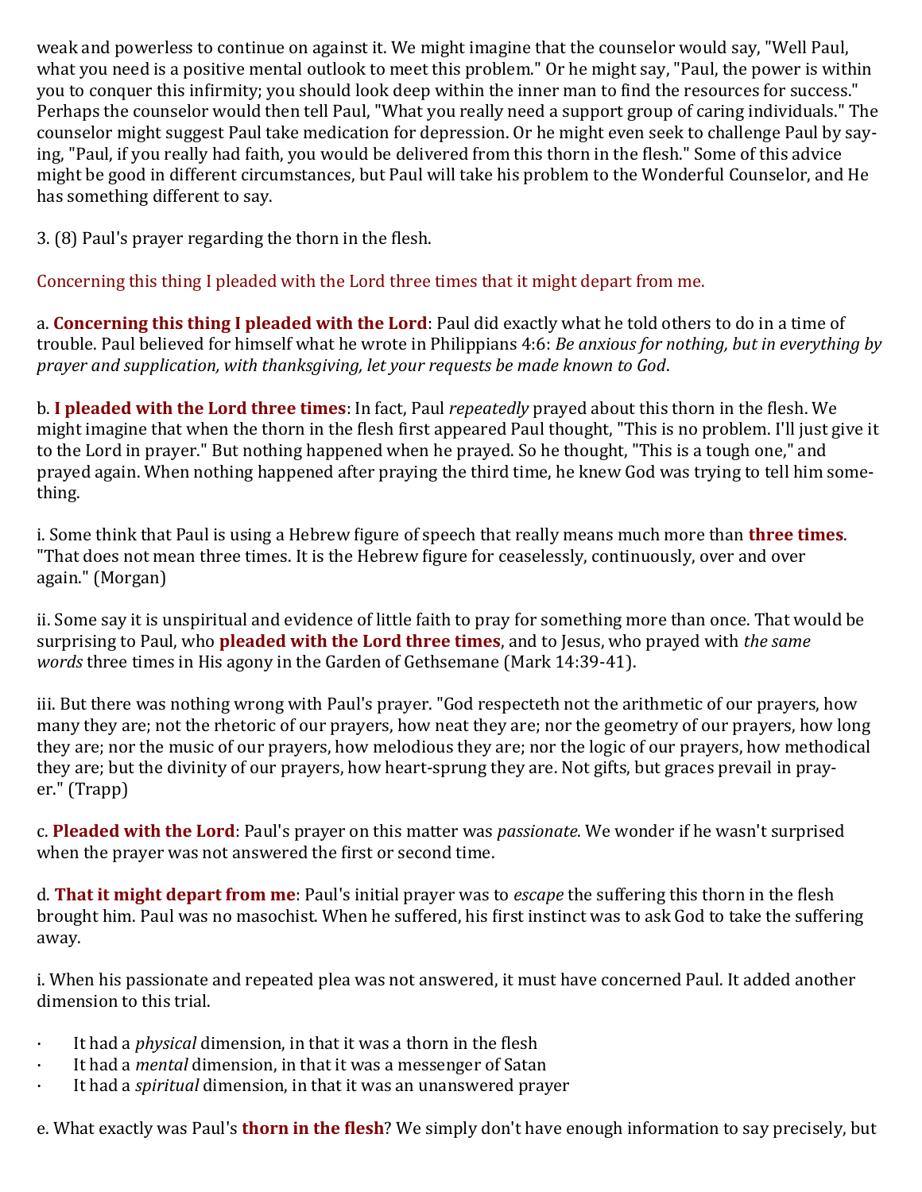weak and powerless to continue on against it. We might imagine that the counselor would say, "Well Paul, what you need is a positive mental outlook to meet this problem." Or he might say, "Paul, the power is within you to conquer this infirmity; you should look deep within the inner man to find the resources for success." Perhaps the counselor would then tell Paul, "What you really need a support group of caring individuals." The counselor might suggest Paul take medication for depression. Or he might even seek to challenge Paul by saying, "Paul, if you really had faith, you would be delivered from this thorn in the flesh." Some of this advice might be good in different circumstances, but Paul will take his problem to the Wonderful Counselor, and He has something different to say.

3. (8) Paul's prayer regarding the thorn in the flesh.

Concerning this thing I pleaded with the Lord three times that it might depart from me.

a. **Concerning this thing I pleaded with the Lord**: Paul did exactly what he told others to do in a time of trouble. Paul believed for himself what he wrote in Philippians 4:6: *Be anxious for nothing, but in everything by prayer and supplication, with thanksgiving, let your requests be made known to God*.

b. **I pleaded with the Lord three times**: In fact, Paul *repeatedly* prayed about this thorn in the flesh. We might imagine that when the thorn in the flesh first appeared Paul thought, "This is no problem. I'll just give it to the Lord in prayer." But nothing happened when he prayed. So he thought, "This is a tough one," and prayed again. When nothing happened after praying the third time, he knew God was trying to tell him something.

i. Some think that Paul is using a Hebrew figure of speech that really means much more than **three times**. "That does not mean three times. It is the Hebrew figure for ceaselessly, continuously, over and over again." (Morgan)

ii. Some say it is unspiritual and evidence of little faith to pray for something more than once. That would be surprising to Paul, who **pleaded with the Lord three times**, and to Jesus, who prayed with *the same words* three times in His agony in the Garden of Gethsemane (Mark 14:39-41).

iii. But there was nothing wrong with Paul's prayer. "God respecteth not the arithmetic of our prayers, how many they are; not the rhetoric of our prayers, how neat they are; nor the geometry of our prayers, how long they are; nor the music of our prayers, how melodious they are; nor the logic of our prayers, how methodical they are; but the divinity of our prayers, how heart-sprung they are. Not gifts, but graces prevail in prayer." (Trapp)

c. **Pleaded with the Lord**: Paul's prayer on this matter was *passionate*. We wonder if he wasn't surprised when the prayer was not answered the first or second time.

d. **That it might depart from me**: Paul's initial prayer was to *escape* the suffering this thorn in the flesh brought him. Paul was no masochist. When he suffered, his first instinct was to ask God to take the suffering away.

i. When his passionate and repeated plea was not answered, it must have concerned Paul. It added another dimension to this trial.

- It had a *physical* dimension, in that it was a thorn in the flesh
- It had a *mental* dimension, in that it was a messenger of Satan
- It had a *spiritual* dimension, in that it was an unanswered prayer

e. What exactly was Paul's **thorn in the flesh**? We simply don't have enough information to say precisely, but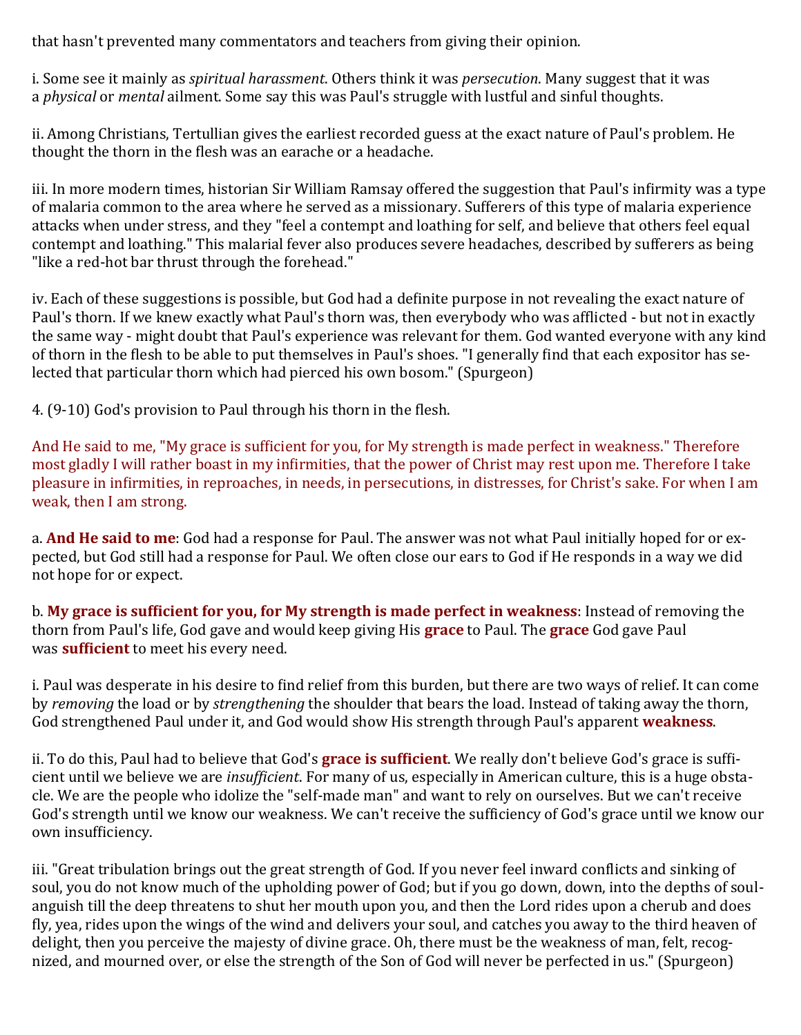that hasn't prevented many commentators and teachers from giving their opinion.

i. Some see it mainly as *spiritual harassment*. Others think it was *persecution*. Many suggest that it was a *physical* or *mental* ailment. Some say this was Paul's struggle with lustful and sinful thoughts.

ii. Among Christians, Tertullian gives the earliest recorded guess at the exact nature of Paul's problem. He thought the thorn in the flesh was an earache or a headache.

iii. In more modern times, historian Sir William Ramsay offered the suggestion that Paul's infirmity was a type of malaria common to the area where he served as a missionary. Sufferers of this type of malaria experience attacks when under stress, and they "feel a contempt and loathing for self, and believe that others feel equal contempt and loathing." This malarial fever also produces severe headaches, described by sufferers as being "like a red-hot bar thrust through the forehead."

iv. Each of these suggestions is possible, but God had a definite purpose in not revealing the exact nature of Paul's thorn. If we knew exactly what Paul's thorn was, then everybody who was afflicted - but not in exactly the same way - might doubt that Paul's experience was relevant for them. God wanted everyone with any kind of thorn in the flesh to be able to put themselves in Paul's shoes. "I generally find that each expositor has selected that particular thorn which had pierced his own bosom." (Spurgeon)

4. (9-10) God's provision to Paul through his thorn in the flesh.

And He said to me, "My grace is sufficient for you, for My strength is made perfect in weakness." Therefore most gladly I will rather boast in my infirmities, that the power of Christ may rest upon me. Therefore I take pleasure in infirmities, in reproaches, in needs, in persecutions, in distresses, for Christ's sake. For when I am weak, then I am strong.

a. **And He said to me**: God had a response for Paul. The answer was not what Paul initially hoped for or expected, but God still had a response for Paul. We often close our ears to God if He responds in a way we did not hope for or expect.

b. **My grace is sufficient for you, for My strength is made perfect in weakness**: Instead of removing the thorn from Paul's life, God gave and would keep giving His **grace** to Paul. The **grace** God gave Paul was **sufficient** to meet his every need.

i. Paul was desperate in his desire to find relief from this burden, but there are two ways of relief. It can come by *removing* the load or by *strengthening* the shoulder that bears the load. Instead of taking away the thorn, God strengthened Paul under it, and God would show His strength through Paul's apparent **weakness**.

ii. To do this, Paul had to believe that God's **grace is sufficient**. We really don't believe God's grace is sufficient until we believe we are *insufficient*. For many of us, especially in American culture, this is a huge obstacle. We are the people who idolize the "self-made man" and want to rely on ourselves. But we can't receive God's strength until we know our weakness. We can't receive the sufficiency of God's grace until we know our own insufficiency.

iii. "Great tribulation brings out the great strength of God. If you never feel inward conflicts and sinking of soul, you do not know much of the upholding power of God; but if you go down, down, into the depths of soul-anguish till the deep threatens to shut her mouth upon you, and then the Lord rides upon a cherub and does fly, yea, rides upon the wings of the wind and delivers your soul, and catches you away to the third heaven of delight, then you perceive the majesty of divine grace. Oh, there must be the weakness of man, felt, recognized, and mourned over, or else the strength of the Son of God will never be perfected in us." (Spurgeon)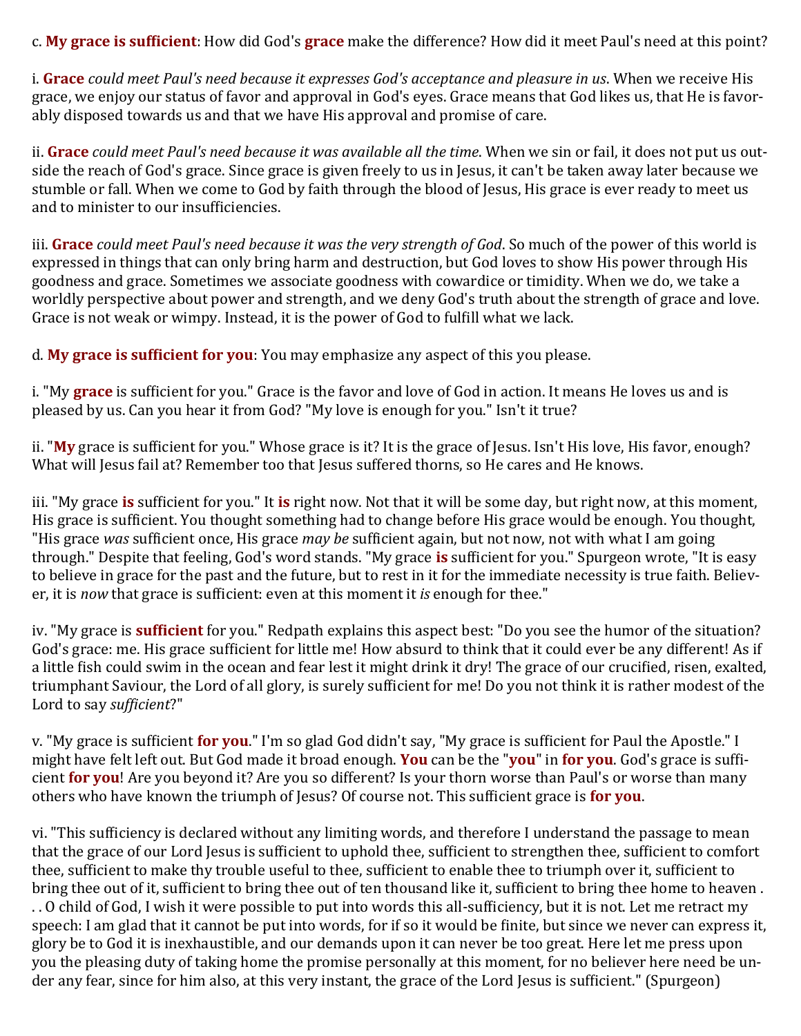c. **My grace is sufficient**: How did God's **grace** make the difference? How did it meet Paul's need at this point?

i. **Grace** *could meet Paul's need because it expresses God's acceptance and pleasure in us*. When we receive His grace, we enjoy our status of favor and approval in God's eyes. Grace means that God likes us, that He is favorably disposed towards us and that we have His approval and promise of care.

ii. **Grace** *could meet Paul's need because it was available all the time*. When we sin or fail, it does not put us outside the reach of God's grace. Since grace is given freely to us in Jesus, it can't be taken away later because we stumble or fall. When we come to God by faith through the blood of Jesus, His grace is ever ready to meet us and to minister to our insufficiencies.

iii. **Grace** *could meet Paul's need because it was the very strength of God*. So much of the power of this world is expressed in things that can only bring harm and destruction, but God loves to show His power through His goodness and grace. Sometimes we associate goodness with cowardice or timidity. When we do, we take a worldly perspective about power and strength, and we deny God's truth about the strength of grace and love. Grace is not weak or wimpy. Instead, it is the power of God to fulfill what we lack.

d. **My grace is sufficient for you**: You may emphasize any aspect of this you please.

i. "My **grace** is sufficient for you." Grace is the favor and love of God in action. It means He loves us and is pleased by us. Can you hear it from God? "My love is enough for you." Isn't it true?

ii. "**My** grace is sufficient for you." Whose grace is it? It is the grace of Jesus. Isn't His love, His favor, enough? What will Jesus fail at? Remember too that Jesus suffered thorns, so He cares and He knows.

iii. "My grace **is** sufficient for you." It **is** right now. Not that it will be some day, but right now, at this moment, His grace is sufficient. You thought something had to change before His grace would be enough. You thought, "His grace *was* sufficient once, His grace *may be* sufficient again, but not now, not with what I am going through." Despite that feeling, God's word stands. "My grace **is** sufficient for you." Spurgeon wrote, "It is easy to believe in grace for the past and the future, but to rest in it for the immediate necessity is true faith. Believer, it is *now* that grace is sufficient: even at this moment it *is* enough for thee."

iv. "My grace is **sufficient** for you." Redpath explains this aspect best: "Do you see the humor of the situation? God's grace: me. His grace sufficient for little me! How absurd to think that it could ever be any different! As if a little fish could swim in the ocean and fear lest it might drink it dry! The grace of our crucified, risen, exalted, triumphant Saviour, the Lord of all glory, is surely sufficient for me! Do you not think it is rather modest of the Lord to say *sufficient*?"

v. "My grace is sufficient **for you**." I'm so glad God didn't say, "My grace is sufficient for Paul the Apostle." I might have felt left out. But God made it broad enough. **You** can be the "**you**" in **for you**. God's grace is sufficient **for you**! Are you beyond it? Are you so different? Is your thorn worse than Paul's or worse than many others who have known the triumph of Jesus? Of course not. This sufficient grace is **for you**.

vi. "This sufficiency is declared without any limiting words, and therefore I understand the passage to mean that the grace of our Lord Jesus is sufficient to uphold thee, sufficient to strengthen thee, sufficient to comfort thee, sufficient to make thy trouble useful to thee, sufficient to enable thee to triumph over it, sufficient to bring thee out of it, sufficient to bring thee out of ten thousand like it, sufficient to bring thee home to heaven . . . O child of God, I wish it were possible to put into words this all-sufficiency, but it is not. Let me retract my speech: I am glad that it cannot be put into words, for if so it would be finite, but since we never can express it, glory be to God it is inexhaustible, and our demands upon it can never be too great. Here let me press upon you the pleasing duty of taking home the promise personally at this moment, for no believer here need be under any fear, since for him also, at this very instant, the grace of the Lord Jesus is sufficient." (Spurgeon)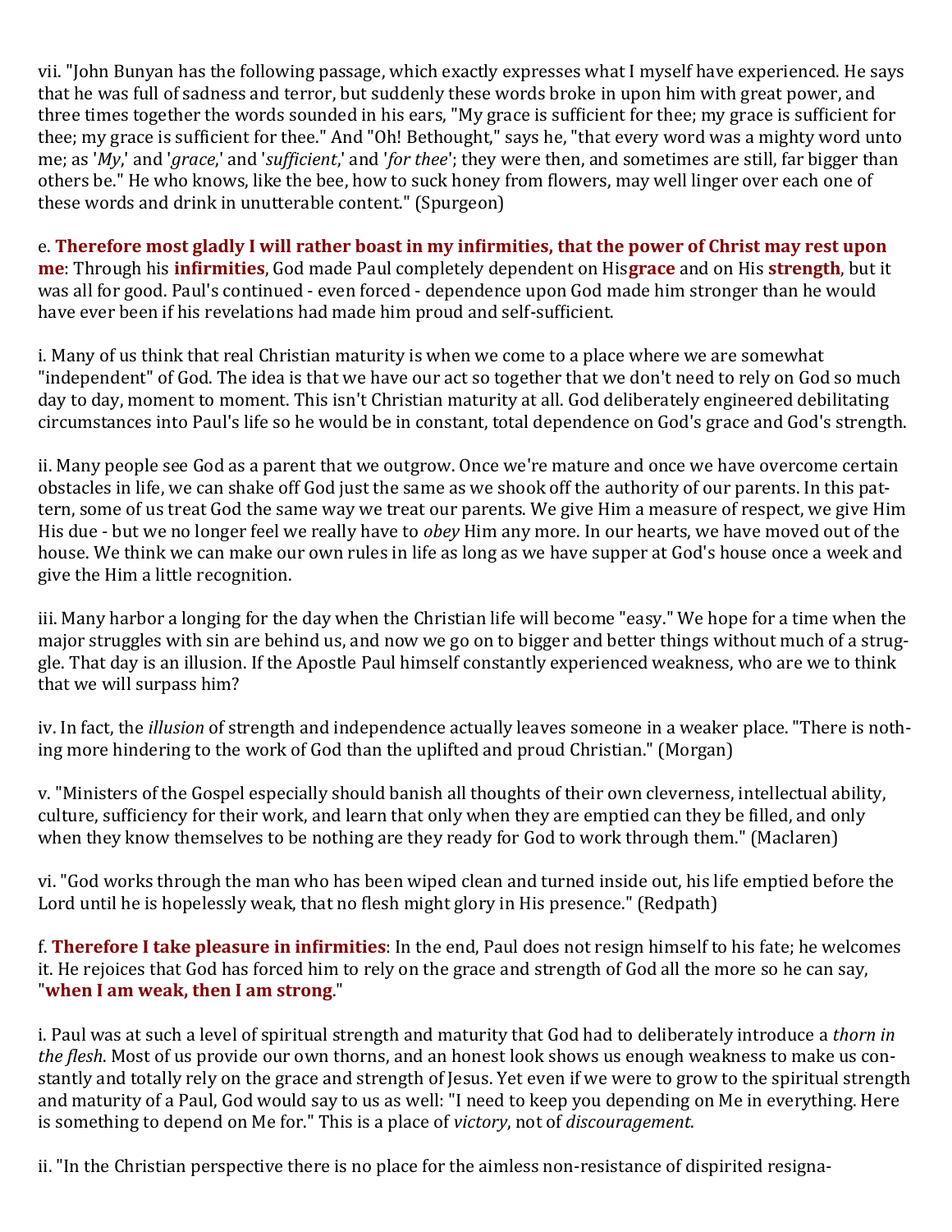vii. "John Bunyan has the following passage, which exactly expresses what I myself have experienced. He says that he was full of sadness and terror, but suddenly these words broke in upon him with great power, and three times together the words sounded in his ears, "My grace is sufficient for thee; my grace is sufficient for thee; my grace is sufficient for thee." And "Oh! Bethought," says he, "that every word was a mighty word unto me; as '*My*,' and '*grace*,' and '*sufficient*,' and '*for thee*'; they were then, and sometimes are still, far bigger than others be." He who knows, like the bee, how to suck honey from flowers, may well linger over each one of these words and drink in unutterable content." (Spurgeon)

e. **Therefore most gladly I will rather boast in my infirmities, that the power of Christ may rest upon me**: Through his **infirmities**, God made Paul completely dependent on His**grace** and on His **strength**, but it was all for good. Paul's continued - even forced - dependence upon God made him stronger than he would have ever been if his revelations had made him proud and self-sufficient.

i. Many of us think that real Christian maturity is when we come to a place where we are somewhat "independent" of God. The idea is that we have our act so together that we don't need to rely on God so much day to day, moment to moment. This isn't Christian maturity at all. God deliberately engineered debilitating circumstances into Paul's life so he would be in constant, total dependence on God's grace and God's strength.

ii. Many people see God as a parent that we outgrow. Once we're mature and once we have overcome certain obstacles in life, we can shake off God just the same as we shook off the authority of our parents. In this pattern, some of us treat God the same way we treat our parents. We give Him a measure of respect, we give Him His due - but we no longer feel we really have to *obey* Him any more. In our hearts, we have moved out of the house. We think we can make our own rules in life as long as we have supper at God's house once a week and give the Him a little recognition.

iii. Many harbor a longing for the day when the Christian life will become "easy." We hope for a time when the major struggles with sin are behind us, and now we go on to bigger and better things without much of a struggle. That day is an illusion. If the Apostle Paul himself constantly experienced weakness, who are we to think that we will surpass him?

iv. In fact, the *illusion* of strength and independence actually leaves someone in a weaker place. "There is nothing more hindering to the work of God than the uplifted and proud Christian." (Morgan)

v. "Ministers of the Gospel especially should banish all thoughts of their own cleverness, intellectual ability, culture, sufficiency for their work, and learn that only when they are emptied can they be filled, and only when they know themselves to be nothing are they ready for God to work through them." (Maclaren)

vi. "God works through the man who has been wiped clean and turned inside out, his life emptied before the Lord until he is hopelessly weak, that no flesh might glory in His presence." (Redpath)

f. **Therefore I take pleasure in infirmities**: In the end, Paul does not resign himself to his fate; he welcomes it. He rejoices that God has forced him to rely on the grace and strength of God all the more so he can say, "**when I am weak, then I am strong**."

i. Paul was at such a level of spiritual strength and maturity that God had to deliberately introduce a *thorn in the flesh*. Most of us provide our own thorns, and an honest look shows us enough weakness to make us constantly and totally rely on the grace and strength of Jesus. Yet even if we were to grow to the spiritual strength and maturity of a Paul, God would say to us as well: "I need to keep you depending on Me in everything. Here is something to depend on Me for." This is a place of *victory*, not of *discouragement*.

ii. "In the Christian perspective there is no place for the aimless non-resistance of dispirited resigna-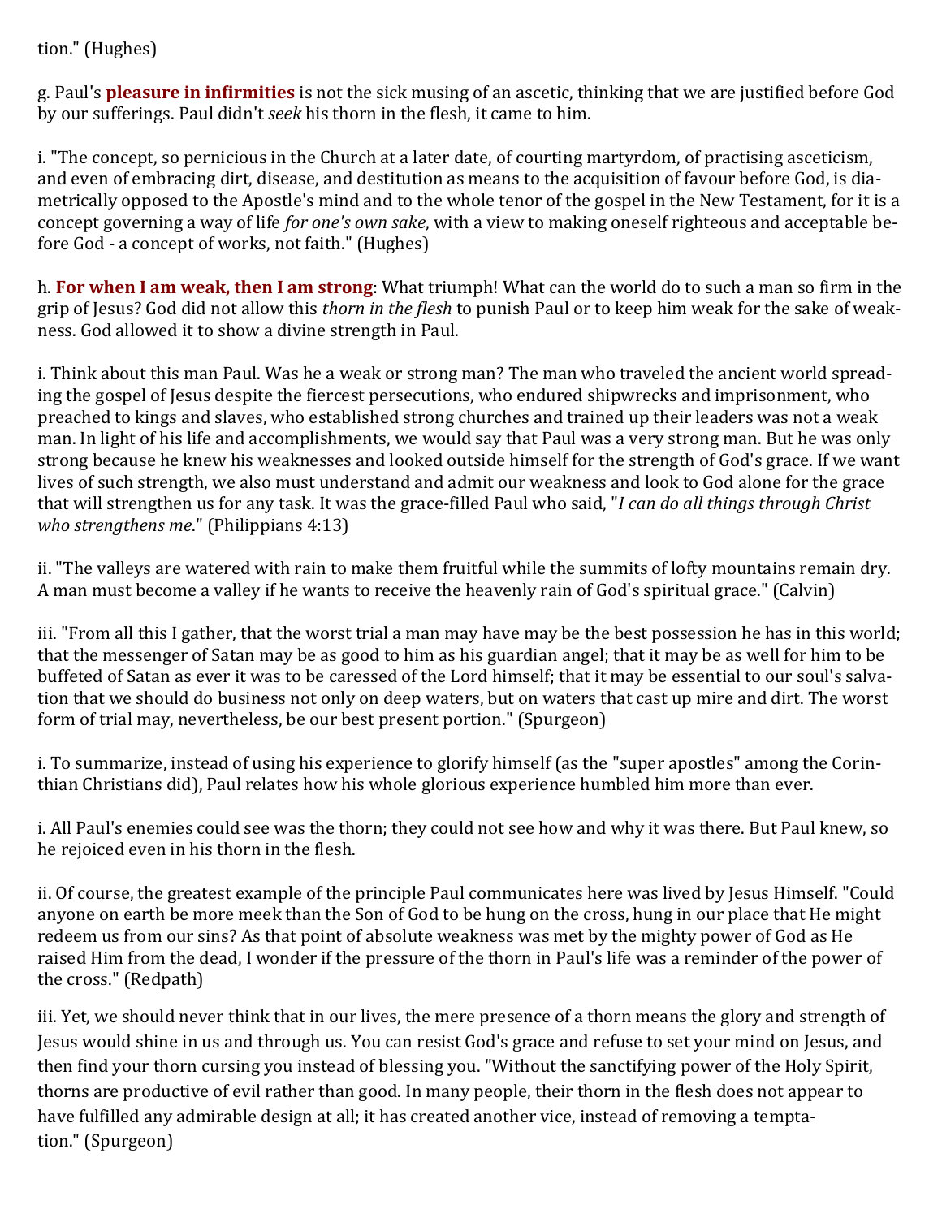tion." (Hughes)

g. Paul's **pleasure in infirmities** is not the sick musing of an ascetic, thinking that we are justified before God by our sufferings. Paul didn't *seek* his thorn in the flesh, it came to him.

i. "The concept, so pernicious in the Church at a later date, of courting martyrdom, of practising asceticism, and even of embracing dirt, disease, and destitution as means to the acquisition of favour before God, is diametrically opposed to the Apostle's mind and to the whole tenor of the gospel in the New Testament, for it is a concept governing a way of life *for one's own sake*, with a view to making oneself righteous and acceptable before God - a concept of works, not faith." (Hughes)

h. **For when I am weak, then I am strong**: What triumph! What can the world do to such a man so firm in the grip of Jesus? God did not allow this *thorn in the flesh* to punish Paul or to keep him weak for the sake of weakness. God allowed it to show a divine strength in Paul.

i. Think about this man Paul. Was he a weak or strong man? The man who traveled the ancient world spreading the gospel of Jesus despite the fiercest persecutions, who endured shipwrecks and imprisonment, who preached to kings and slaves, who established strong churches and trained up their leaders was not a weak man. In light of his life and accomplishments, we would say that Paul was a very strong man. But he was only strong because he knew his weaknesses and looked outside himself for the strength of God's grace. If we want lives of such strength, we also must understand and admit our weakness and look to God alone for the grace that will strengthen us for any task. It was the grace-filled Paul who said, "*I can do all things through Christ who strengthens me.*" (Philippians 4:13)

ii. "The valleys are watered with rain to make them fruitful while the summits of lofty mountains remain dry. A man must become a valley if he wants to receive the heavenly rain of God's spiritual grace." (Calvin)

iii. "From all this I gather, that the worst trial a man may have may be the best possession he has in this world; that the messenger of Satan may be as good to him as his guardian angel; that it may be as well for him to be buffeted of Satan as ever it was to be caressed of the Lord himself; that it may be essential to our soul's salvation that we should do business not only on deep waters, but on waters that cast up mire and dirt. The worst form of trial may, nevertheless, be our best present portion." (Spurgeon)

i. To summarize, instead of using his experience to glorify himself (as the "super apostles" among the Corinthian Christians did), Paul relates how his whole glorious experience humbled him more than ever.

i. All Paul's enemies could see was the thorn; they could not see how and why it was there. But Paul knew, so he rejoiced even in his thorn in the flesh.

ii. Of course, the greatest example of the principle Paul communicates here was lived by Jesus Himself. "Could anyone on earth be more meek than the Son of God to be hung on the cross, hung in our place that He might redeem us from our sins? As that point of absolute weakness was met by the mighty power of God as He raised Him from the dead, I wonder if the pressure of the thorn in Paul's life was a reminder of the power of the cross." (Redpath)

iii. Yet, we should never think that in our lives, the mere presence of a thorn means the glory and strength of Jesus would shine in us and through us. You can resist God's grace and refuse to set your mind on Jesus, and then find your thorn cursing you instead of blessing you. "Without the sanctifying power of the Holy Spirit, thorns are productive of evil rather than good. In many people, their thorn in the flesh does not appear to have fulfilled any admirable design at all; it has created another vice, instead of removing a temptation." (Spurgeon)